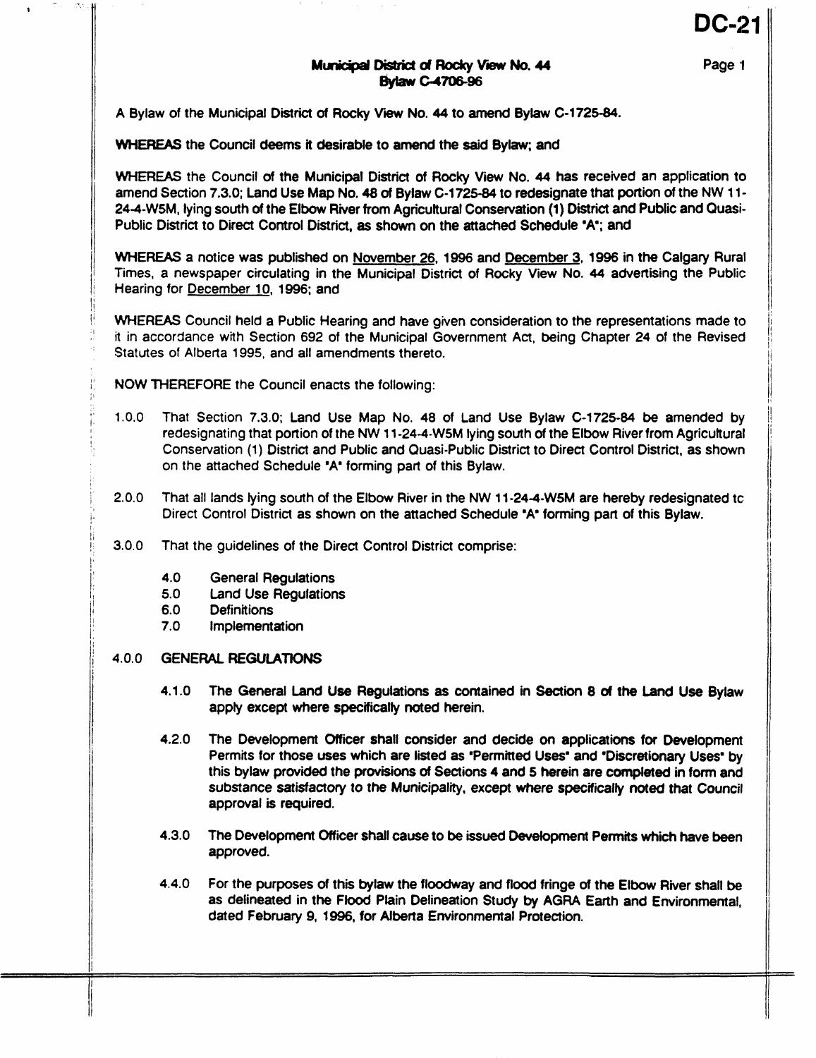DC-21

**Municipal District of Rocky View No. 44**
**Bylaw C-4706-96**

A Bylaw of the Municipal District of Rocky View No. 44 to amend Bylaw C-1725-84.

**WHEREAS** the Council deems it desirable to amend the said Bylaw; and

WHEREAS the Council of the Municipal District of Rocky View No. 44 has received an application to amend Section 7.3.0; Land Use Map No. 48 of Bylaw C-1725-84 to redesignate that portion of the NW 11-24-4-W5M, lying south of the Elbow River from Agricultural Conservation (1) District and Public and Quasi-Public District to Direct Control District, as shown on the attached Schedule "A"; and

WHEREAS a notice was published on November 26, 1996 and December 3, 1996 in the Calgary Rural Times, a newspaper circulating in the Municipal District of Rocky View No. 44 advertising the Public Hearing for December 10, 1996; and

WHEREAS Council held a Public Hearing and have given consideration to the representations made to it in accordance with Section 692 of the Municipal Government Act, being Chapter 24 of the Revised Statutes of Alberta 1995, and all amendments thereto.

NOW THEREFORE the Council enacts the following:

1.0.0 That Section 7.3.0; Land Use Map No. 48 of Land Use Bylaw C-1725-84 be amended by redesignating that portion of the NW 11-24-4-W5M lying south of the Elbow River from Agricultural Conservation (1) District and Public and Quasi-Public District to Direct Control District, as shown on the attached Schedule "A" forming part of this Bylaw.

2.0.0 That all lands lying south of the Elbow River in the NW 11-24-4-W5M are hereby redesignated tc Direct Control District as shown on the attached Schedule "A" forming part of this Bylaw.

3.0.0 That the guidelines of the Direct Control District comprise:

- 4.0 General Regulations
- 5.0 Land Use Regulations
- 6.0 Definitions
- 7.0 Implementation

4.0.0 **GENERAL REGULATIONS**

4.1.0 The General Land Use Regulations as contained in Section 8 of the Land Use Bylaw apply except where specifically noted herein.

4.2.0 The Development Officer shall consider and decide on applications for Development Permits for those uses which are listed as "Permitted Uses" and "Discretionary Uses" by this bylaw provided the provisions of Sections 4 and 5 herein are completed in form and substance satisfactory to the Municipality, except where specifically noted that Council approval is required.

4.3.0 The Development Officer shall cause to be issued Development Permits which have been approved.

4.4.0 For the purposes of this bylaw the floodway and flood fringe of the Elbow River shall be as delineated in the Flood Plain Delineation Study by AGRA Earth and Environmental, dated February 9, 1996, for Alberta Environmental Protection.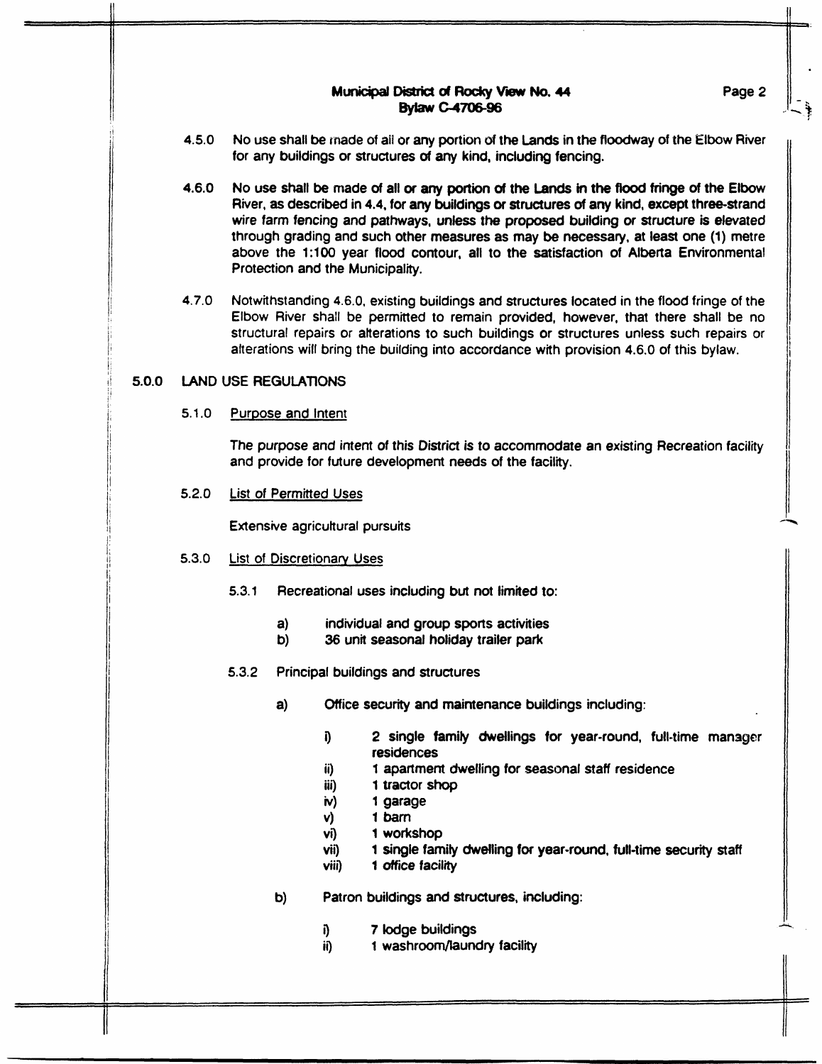4.5.0 No use shall be made of all or any portion of the Lands in the floodway of the Elbow River for any buildings or structures of any kind, including fencing.

4.6.0 No use shall be made of all or any portion of the Lands in the flood fringe of the Elbow River, as described in 4.4, for any buildings or structures of any kind, except three-strand wire farm fencing and pathways, unless the proposed building or structure is elevated through grading and such other measures as may be necessary, at least one (1) metre above the 1:100 year flood contour, all to the satisfaction of Alberta Environmental Protection and the Municipality.

4.7.0 Notwithstanding 4.6.0, existing buildings and structures located in the flood fringe of the Elbow River shall be permitted to remain provided, however, that there shall be no structural repairs or alterations to such buildings or structures unless such repairs or alterations will bring the building into accordance with provision 4.6.0 of this bylaw.

## 5.0.0 LAND USE REGULATIONS

### 5.1.0 Purpose and Intent

The purpose and intent of this District is to accommodate an existing Recreation facility and provide for future development needs of the facility.

### 5.2.0 List of Permitted Uses

Extensive agricultural pursuits

### 5.3.0 List of Discretionary Uses

5.3.1 Recreational uses including but not limited to:

- a) individual and group sports activities
- b) 36 unit seasonal holiday trailer park

5.3.2 Principal buildings and structures

- a) Office security and maintenance buildings including:
  - i) 2 single family dwellings for year-round, full-time manager residences
  - ii) 1 apartment dwelling for seasonal staff residence
  - iii) 1 tractor shop
  - iv) 1 garage
  - v) 1 barn
  - vi) 1 workshop
  - vii) 1 single family dwelling for year-round, full-time security staff
  - viii) 1 office facility
- b) Patron buildings and structures, including:
  - i) 7 lodge buildings
  - ii) 1 washroom/laundry facility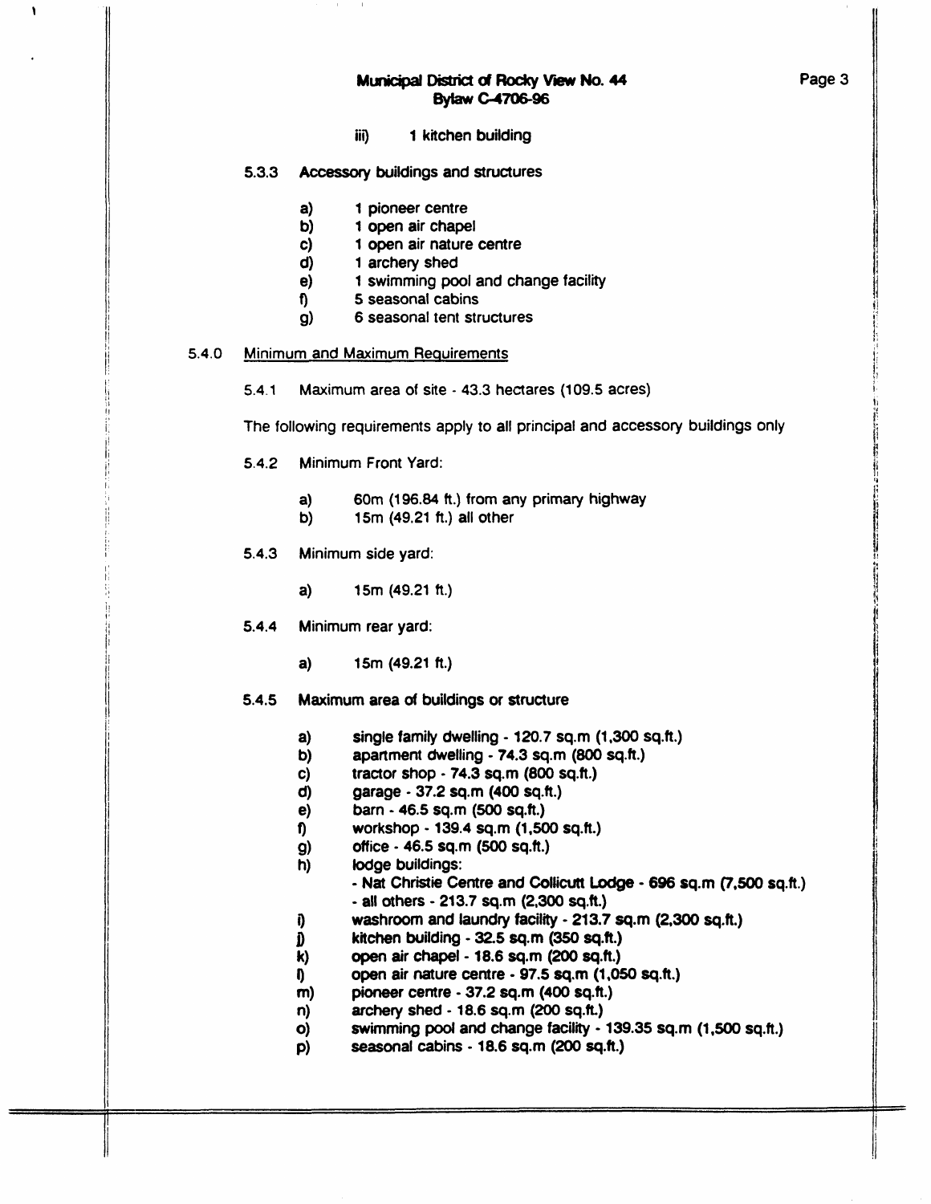iii) 1 kitchen building

5.3.3 Accessory buildings and structures

a) 1 pioneer centre
b) 1 open air chapel
c) 1 open air nature centre
d) 1 archery shed
e) 1 swimming pool and change facility
f) 5 seasonal cabins
g) 6 seasonal tent structures

5.4.0 Minimum and Maximum Requirements

5.4.1 Maximum area of site - 43.3 hectares (109.5 acres)

The following requirements apply to all principal and accessory buildings only

5.4.2 Minimum Front Yard:

a) 60m (196.84 ft.) from any primary highway
b) 15m (49.21 ft.) all other

5.4.3 Minimum side yard:

a) 15m (49.21 ft.)

5.4.4 Minimum rear yard:

a) 15m (49.21 ft.)

5.4.5 Maximum area of buildings or structure

a) single family dwelling - 120.7 sq.m (1,300 sq.ft.)
b) apartment dwelling - 74.3 sq.m (800 sq.ft.)
c) tractor shop - 74.3 sq.m (800 sq.ft.)
d) garage - 37.2 sq.m (400 sq.ft.)
e) barn - 46.5 sq.m (500 sq.ft.)
f) workshop - 139.4 sq.m (1,500 sq.ft.)
g) office - 46.5 sq.m (500 sq.ft.)
h) lodge buildings:
   - Nat Christie Centre and Collicutt Lodge - 696 sq.m (7,500 sq.ft.)
   - all others - 213.7 sq.m (2,300 sq.ft.)
i) washroom and laundry facility - 213.7 sq.m (2,300 sq.ft.)
j) kitchen building - 32.5 sq.m (350 sq.ft.)
k) open air chapel - 18.6 sq.m (200 sq.ft.)
l) open air nature centre - 97.5 sq.m (1,050 sq.ft.)
m) pioneer centre - 37.2 sq.m (400 sq.ft.)
n) archery shed - 18.6 sq.m (200 sq.ft.)
o) swimming pool and change facility - 139.35 sq.m (1,500 sq.ft.)
p) seasonal cabins - 18.6 sq.m (200 sq.ft.)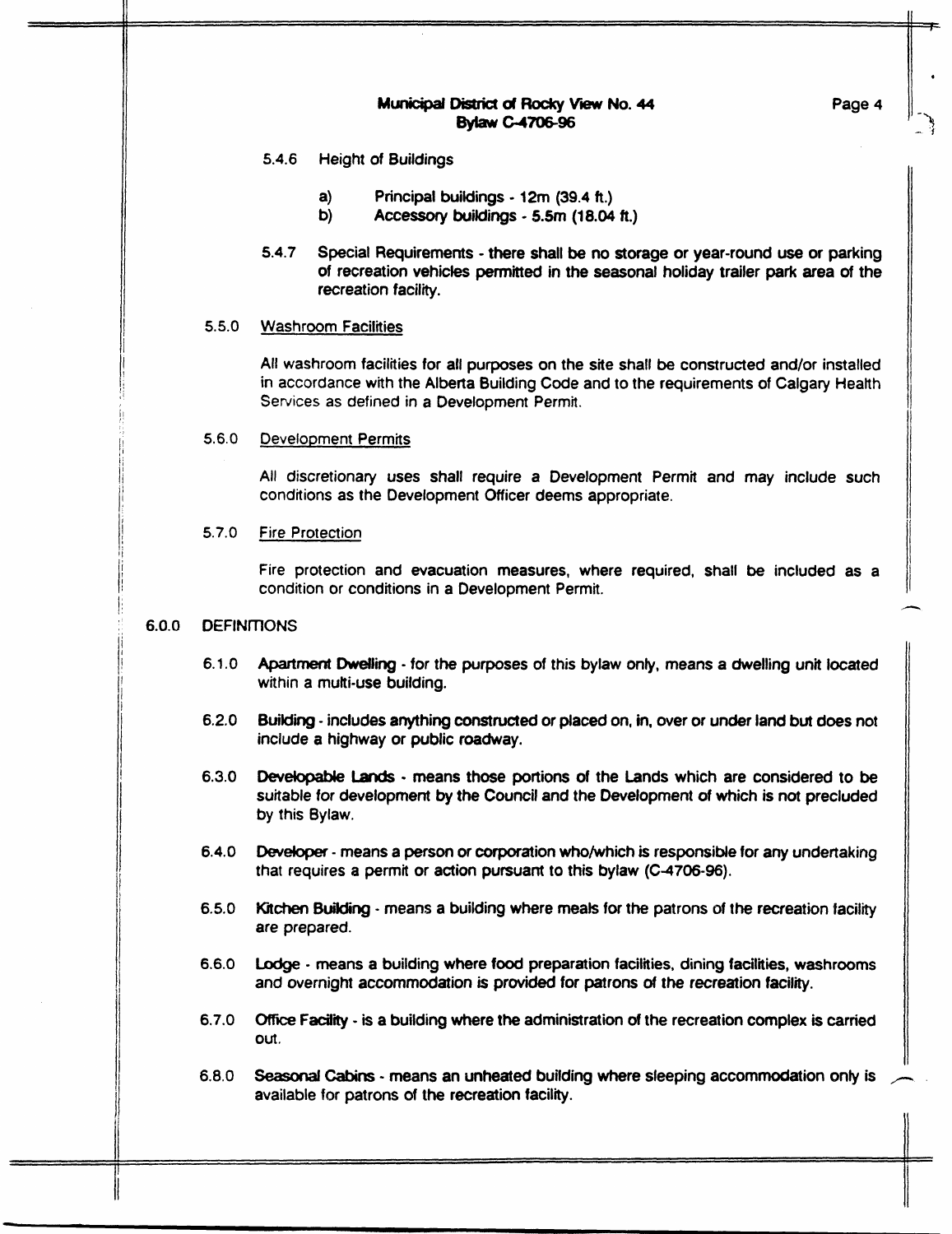5.4.6 Height of Buildings

a) Principal buildings - 12m (39.4 ft.)
b) Accessory buildings - 5.5m (18.04 ft.)

5.4.7 Special Requirements - there shall be no storage or year-round use or parking of recreation vehicles permitted in the seasonal holiday trailer park area of the recreation facility.

5.5.0 Washroom Facilities

All washroom facilities for all purposes on the site shall be constructed and/or installed in accordance with the Alberta Building Code and to the requirements of Calgary Health Services as defined in a Development Permit.

5.6.0 Development Permits

All discretionary uses shall require a Development Permit and may include such conditions as the Development Officer deems appropriate.

5.7.0 Fire Protection

Fire protection and evacuation measures, where required, shall be included as a condition or conditions in a Development Permit.

6.0.0 DEFINITIONS

6.1.0 **Apartment Dwelling** - for the purposes of this bylaw only, means a dwelling unit located within a multi-use building.

6.2.0 **Building** - includes anything constructed or placed on, in, over or under land but does not include a highway or public roadway.

6.3.0 **Developable Lands** - means those portions of the Lands which are considered to be suitable for development by the Council and the Development of which is not precluded by this Bylaw.

6.4.0 **Developer** - means a person or corporation who/which is responsible for any undertaking that requires a permit or action pursuant to this bylaw (C-4706-96).

6.5.0 **Kitchen Building** - means a building where meals for the patrons of the recreation facility are prepared.

6.6.0 **Lodge** - means a building where food preparation facilities, dining facilities, washrooms and overnight accommodation is provided for patrons of the recreation facility.

6.7.0 **Office Facility** - is a building where the administration of the recreation complex is carried out.

6.8.0 **Seasonal Cabins** - means an unheated building where sleeping accommodation only is available for patrons of the recreation facility.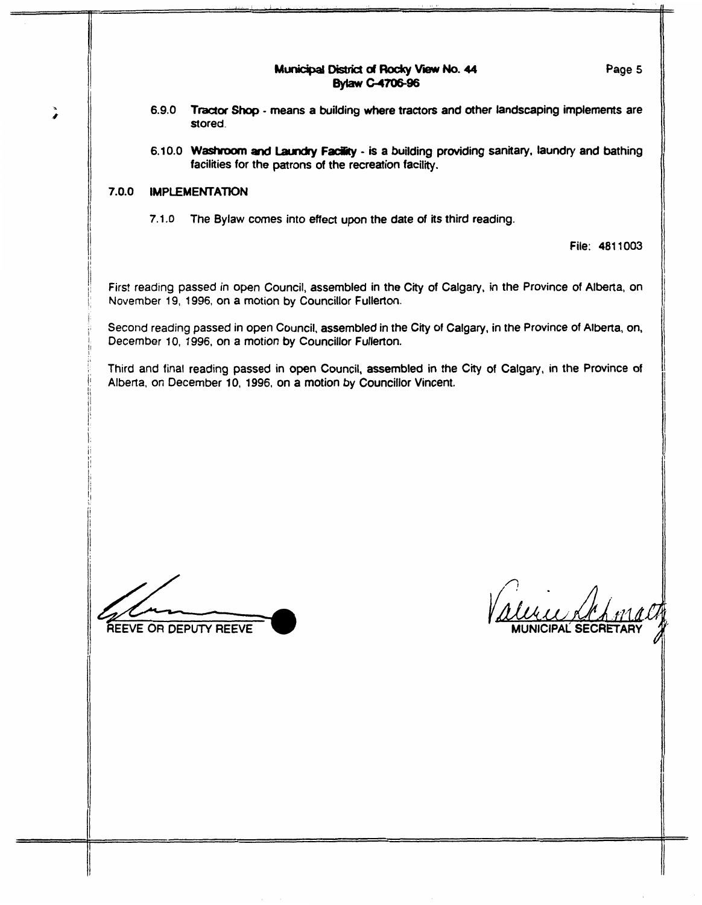6.9.0 **Tractor Shop** - means a building where tractors and other landscaping implements are stored.

6.10.0 **Washroom and Laundry Facility** - is a building providing sanitary, laundry and bathing facilities for the patrons of the recreation facility.

## 7.0.0 IMPLEMENTATION

7.1.0 The Bylaw comes into effect upon the date of its third reading.

File: 4811003

First reading passed in open Council, assembled in the City of Calgary, in the Province of Alberta, on November 19, 1996, on a motion by Councillor Fullerton.

Second reading passed in open Council, assembled in the City of Calgary, in the Province of Alberta, on, December 10, 1996, on a motion by Councillor Fullerton.

Third and final reading passed in open Council, assembled in the City of Calgary, in the Province of Alberta, on December 10, 1996, on a motion by Councillor Vincent.

REEVE OR DEPUTY REEVE

MUNICIPAL SECRETARY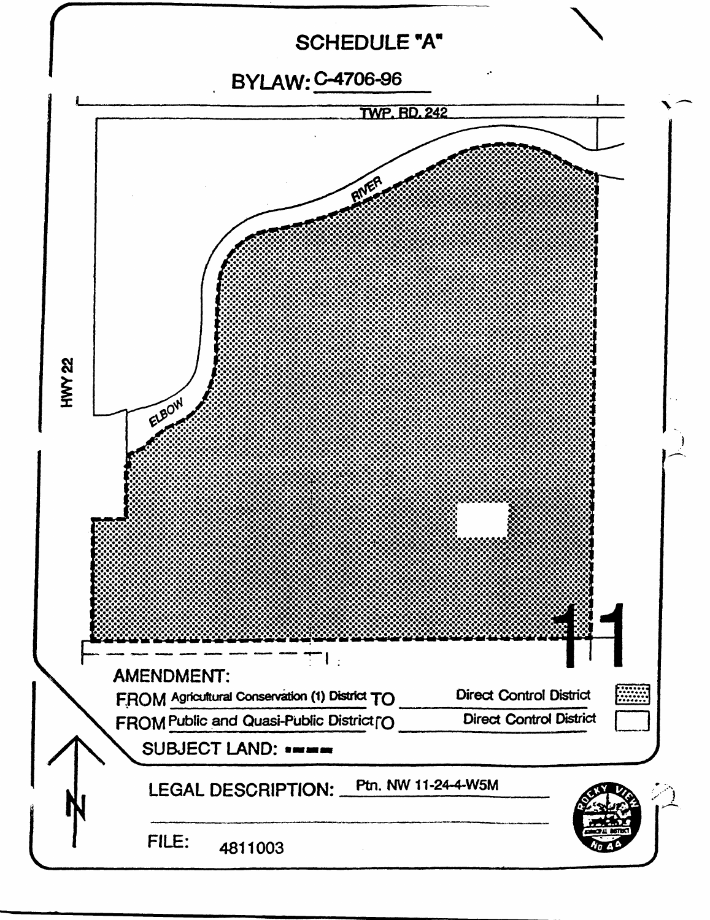# SCHEDULE "A"

## BYLAW: C-4706-96

TWP. RD. 242

RIVER

ELBOW

HWY 22

11

AMENDMENT:

FROM Agricultural Conservation (1) District TO Direct Control District

FROM Public and Quasi-Public District TO Direct Control District

SUBJECT LAND: ▪▬▬

N

LEGAL DESCRIPTION: Ptn. NW 11-24-4-W5M

FILE: 4811003

ROCKY VIEW MUNICIPAL DISTRICT No 44